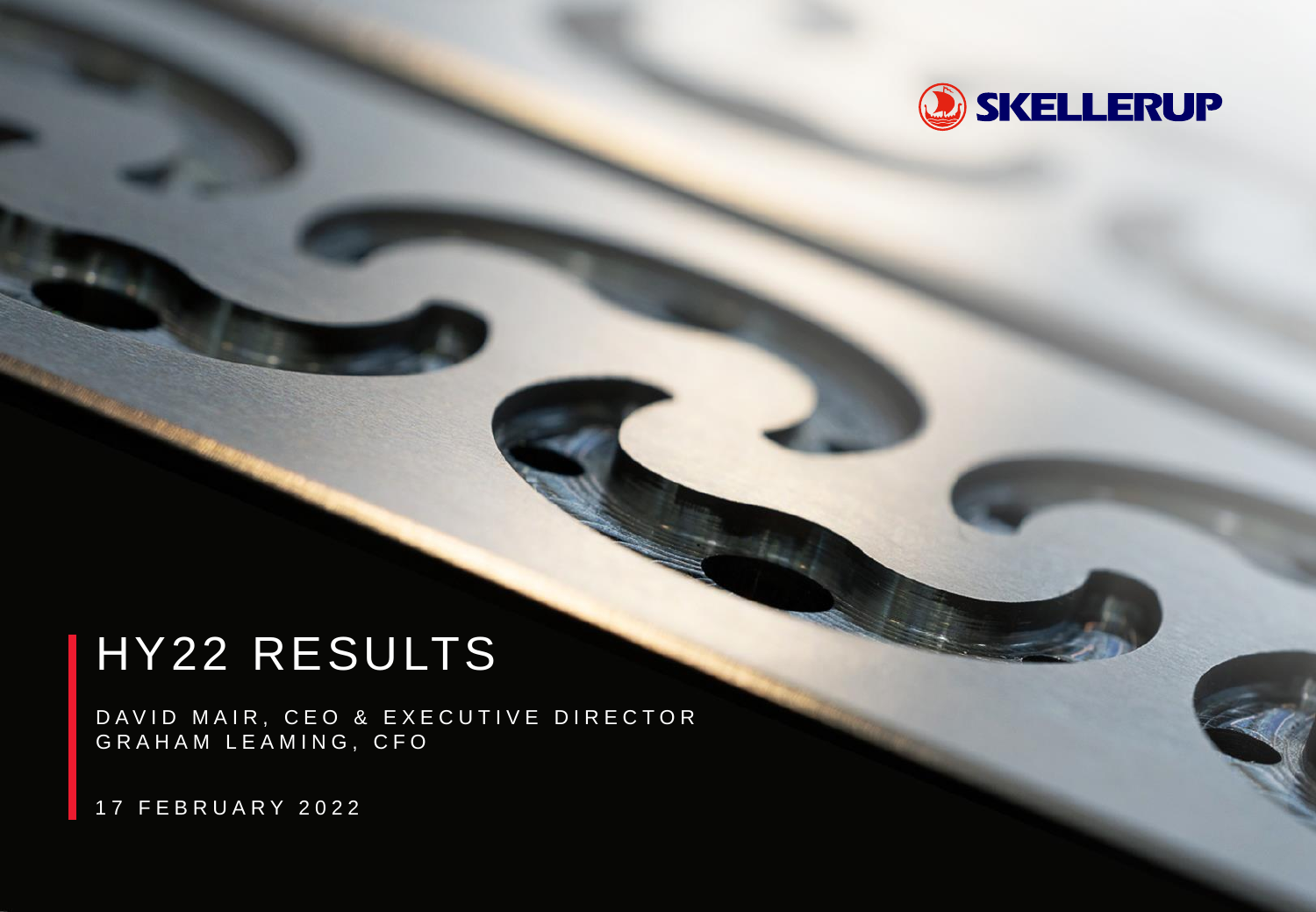SKELLERUP

# HY22 RESULTS

DAVID MAIR, CEO & EXECUTIVE DIRECTOR
GRAHAM LEAMING, CFO

17 FEBRUARY 2022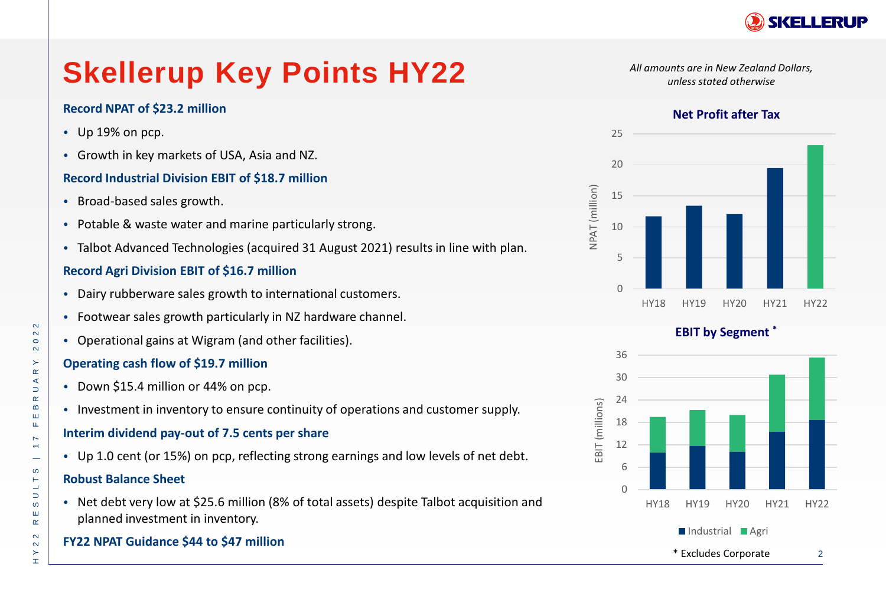# Skellerup Key Points HY22

*All amounts are in New Zealand Dollars, unless stated otherwise*

**Record NPAT of $23.2 million**

- Up 19% on pcp.
- Growth in key markets of USA, Asia and NZ.

**Record Industrial Division EBIT of $18.7 million**

- Broad-based sales growth.
- Potable & waste water and marine particularly strong.
- Talbot Advanced Technologies (acquired 31 August 2021) results in line with plan.

**Record Agri Division EBIT of $16.7 million**

- Dairy rubberware sales growth to international customers.
- Footwear sales growth particularly in NZ hardware channel.
- Operational gains at Wigram (and other facilities).

**Operating cash flow of $19.7 million**

- Down $15.4 million or 44% on pcp.
- Investment in inventory to ensure continuity of operations and customer supply.

**Interim dividend pay-out of 7.5 cents per share**

- Up 1.0 cent (or 15%) on pcp, reflecting strong earnings and low levels of net debt.

**Robust Balance Sheet**

- Net debt very low at $25.6 million (8% of total assets) despite Talbot acquisition and planned investment in inventory.

**FY22 NPAT Guidance $44 to $47 million**

**Net Profit after Tax**

(Chart: NPAT (million), HY18–HY22; y-axis 0–25)

**EBIT by Segment ***

(Chart: EBIT (millions), HY18–HY22; y-axis 0–36; Industrial, Agri)

\* Excludes Corporate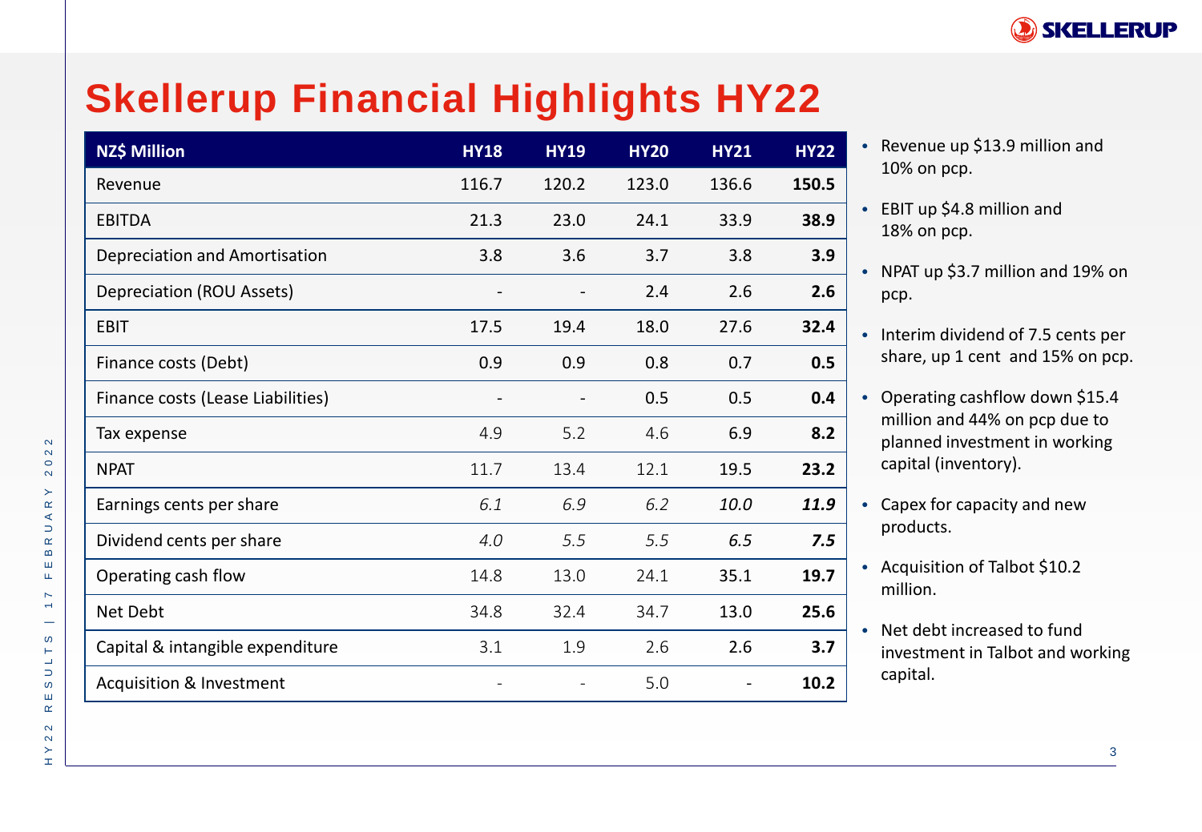# Skellerup Financial Highlights HY22

| NZ$ Million | HY18 | HY19 | HY20 | HY21 | HY22 |
|---|---|---|---|---|---|
| Revenue | 116.7 | 120.2 | 123.0 | 136.6 | **150.5** |
| EBITDA | 21.3 | 23.0 | 24.1 | 33.9 | **38.9** |
| Depreciation and Amortisation | 3.8 | 3.6 | 3.7 | 3.8 | **3.9** |
| Depreciation (ROU Assets) | - | - | 2.4 | 2.6 | **2.6** |
| EBIT | 17.5 | 19.4 | 18.0 | 27.6 | **32.4** |
| Finance costs (Debt) | 0.9 | 0.9 | 0.8 | 0.7 | **0.5** |
| Finance costs (Lease Liabilities) | - | - | 0.5 | 0.5 | **0.4** |
| Tax expense | 4.9 | 5.2 | 4.6 | 6.9 | **8.2** |
| NPAT | 11.7 | 13.4 | 12.1 | 19.5 | **23.2** |
| Earnings cents per share | *6.1* | *6.9* | *6.2* | ***10.0*** | ***11.9*** |
| Dividend cents per share | *4.0* | *5.5* | *5.5* | *6.5* | ***7.5*** |
| Operating cash flow | 14.8 | 13.0 | 24.1 | 35.1 | **19.7** |
| Net Debt | 34.8 | 32.4 | 34.7 | 13.0 | **25.6** |
| Capital & intangible expenditure | 3.1 | 1.9 | 2.6 | 2.6 | **3.7** |
| Acquisition & Investment | - | - | 5.0 | - | **10.2** |

- Revenue up $13.9 million and 10% on pcp.
- EBIT up $4.8 million and 18% on pcp.
- NPAT up $3.7 million and 19% on pcp.
- Interim dividend of 7.5 cents per share, up 1 cent and 15% on pcp.
- Operating cashflow down $15.4 million and 44% on pcp due to planned investment in working capital (inventory).
- Capex for capacity and new products.
- Acquisition of Talbot $10.2 million.
- Net debt increased to fund investment in Talbot and working capital.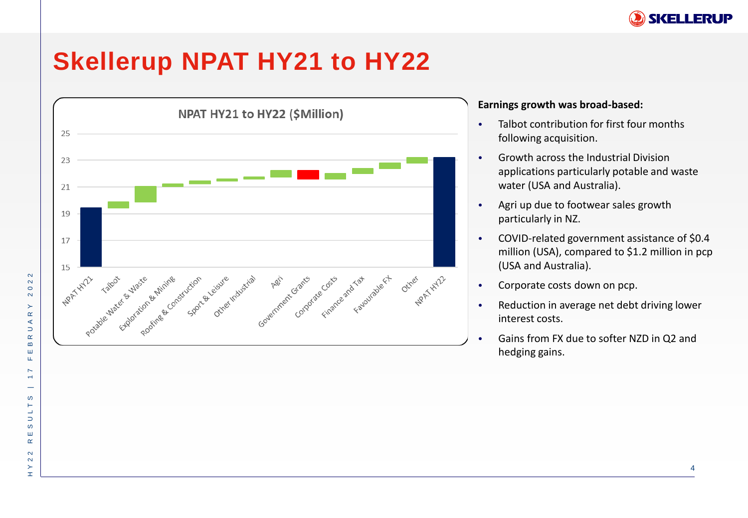# Skellerup NPAT HY21 to HY22

**NPAT HY21 to HY22 ($Million)**

Chart categories: NPAT HY21, Talbot, Potable Water & Waste, Exploration & Mining, Roofing & Construction, Sport & Leisure, Other Industrial, Agri, Government Grants, Corporate Costs, Finance and Tax, Favourable FX, Other, NPAT HY22

**Earnings growth was broad-based:**

- Talbot contribution for first four months following acquisition.
- Growth across the Industrial Division applications particularly potable and waste water (USA and Australia).
- Agri up due to footwear sales growth particularly in NZ.
- COVID-related government assistance of $0.4 million (USA), compared to $1.2 million in pcp (USA and Australia).
- Corporate costs down on pcp.
- Reduction in average net debt driving lower interest costs.
- Gains from FX due to softer NZD in Q2 and hedging gains.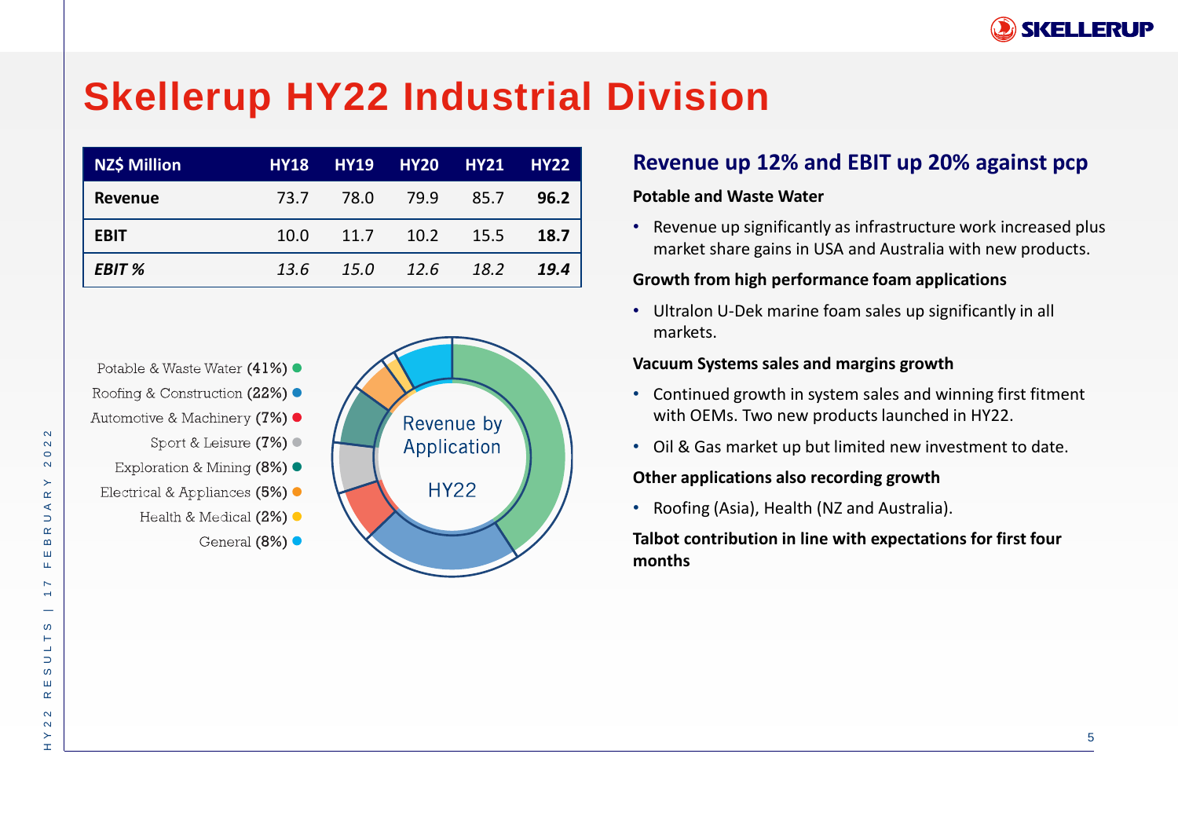# Skellerup HY22 Industrial Division

| NZ$ Million | HY18 | HY19 | HY20 | HY21 | HY22 |
|---|---|---|---|---|---|
| **Revenue** | 73.7 | 78.0 | 79.9 | 85.7 | **96.2** |
| **EBIT** | 10.0 | 11.7 | 10.2 | 15.5 | **18.7** |
| ***EBIT %*** | *13.6* | *15.0* | *12.6* | *18.2* | ***19.4*** |

Revenue by Application HY22

- Potable & Waste Water **(41%)**
- Roofing & Construction **(22%)**
- Automotive & Machinery **(7%)**
- Sport & Leisure **(7%)**
- Exploration & Mining **(8%)**
- Electrical & Appliances **(5%)**
- Health & Medical **(2%)**
- General **(8%)**

## Revenue up 12% and EBIT up 20% against pcp

**Potable and Waste Water**

- Revenue up significantly as infrastructure work increased plus market share gains in USA and Australia with new products.

**Growth from high performance foam applications**

- Ultralon U-Dek marine foam sales up significantly in all markets.

**Vacuum Systems sales and margins growth**

- Continued growth in system sales and winning first fitment with OEMs. Two new products launched in HY22.
- Oil & Gas market up but limited new investment to date.

**Other applications also recording growth**

- Roofing (Asia), Health (NZ and Australia).

**Talbot contribution in line with expectations for first four months**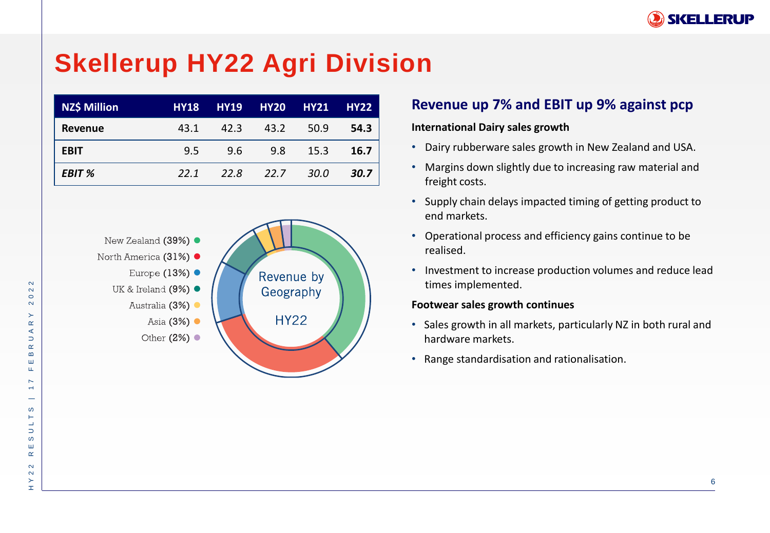# Skellerup HY22 Agri Division

| NZ$ Million | HY18 | HY19 | HY20 | HY21 | HY22 |
|---|---|---|---|---|---|
| **Revenue** | 43.1 | 42.3 | 43.2 | 50.9 | **54.3** |
| **EBIT** | 9.5 | 9.6 | 9.8 | 15.3 | **16.7** |
| ***EBIT %*** | *22.1* | *22.8* | *22.7* | *30.0* | ***30.7*** |

Revenue by Geography HY22

- New Zealand (39%)
- North America (31%)
- Europe (13%)
- UK & Ireland (9%)
- Australia (3%)
- Asia (3%)
- Other (2%)

## Revenue up 7% and EBIT up 9% against pcp

**International Dairy sales growth**

- Dairy rubberware sales growth in New Zealand and USA.
- Margins down slightly due to increasing raw material and freight costs.
- Supply chain delays impacted timing of getting product to end markets.
- Operational process and efficiency gains continue to be realised.
- Investment to increase production volumes and reduce lead times implemented.

**Footwear sales growth continues**

- Sales growth in all markets, particularly NZ in both rural and hardware markets.
- Range standardisation and rationalisation.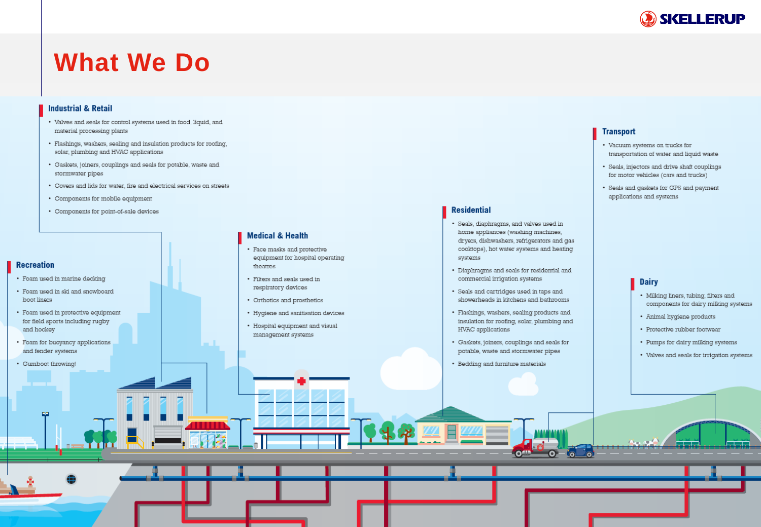# What We Do

## Industrial & Retail

- Valves and seals for control systems used in food, liquid, and material processing plants
- Flashings, washers, sealing and insulation products for roofing, solar, plumbing and HVAC applications
- Gaskets, joiners, couplings and seals for potable, waste and stormwater pipes
- Covers and lids for water, fire and electrical services on streets
- Components for mobile equipment
- Components for point-of-sale devices

## Recreation

- Foam used in marine decking
- Foam used in ski and snowboard boot liners
- Foam used in protective equipment for field sports including rugby and hockey
- Foam for buoyancy applications and fender systems
- Gumboot throwing!

## Medical & Health

- Face masks and protective equipment for hospital operating theatres
- Filters and seals used in respiratory devices
- Orthotics and prosthetics
- Hygiene and sanitisation devices
- Hospital equipment and visual management systems

## Residential

- Seals, diaphragms, and valves used in home appliances (washing machines, dryers, dishwashers, refrigerators and gas cooktops), hot water systems and heating systems
- Diaphragms and seals for residential and commercial irrigation systems
- Seals and cartridges used in taps and showerheads in kitchens and bathrooms
- Flashings, washers, sealing products and insulation for roofing, solar, plumbing and HVAC applications
- Gaskets, joiners, couplings and seals for potable, waste and stormwater pipes
- Bedding and furniture materials

## Transport

- Vacuum systems on trucks for transportation of water and liquid waste
- Seals, injectors and drive shaft couplings for motor vehicles (cars and trucks)
- Seals and gaskets for GPS and payment applications and systems

## Dairy

- Milking liners, tubing, filters and components for dairy milking systems
- Animal hygiene products
- Protective rubber footwear
- Pumps for dairy milking systems
- Valves and seals for irrigation systems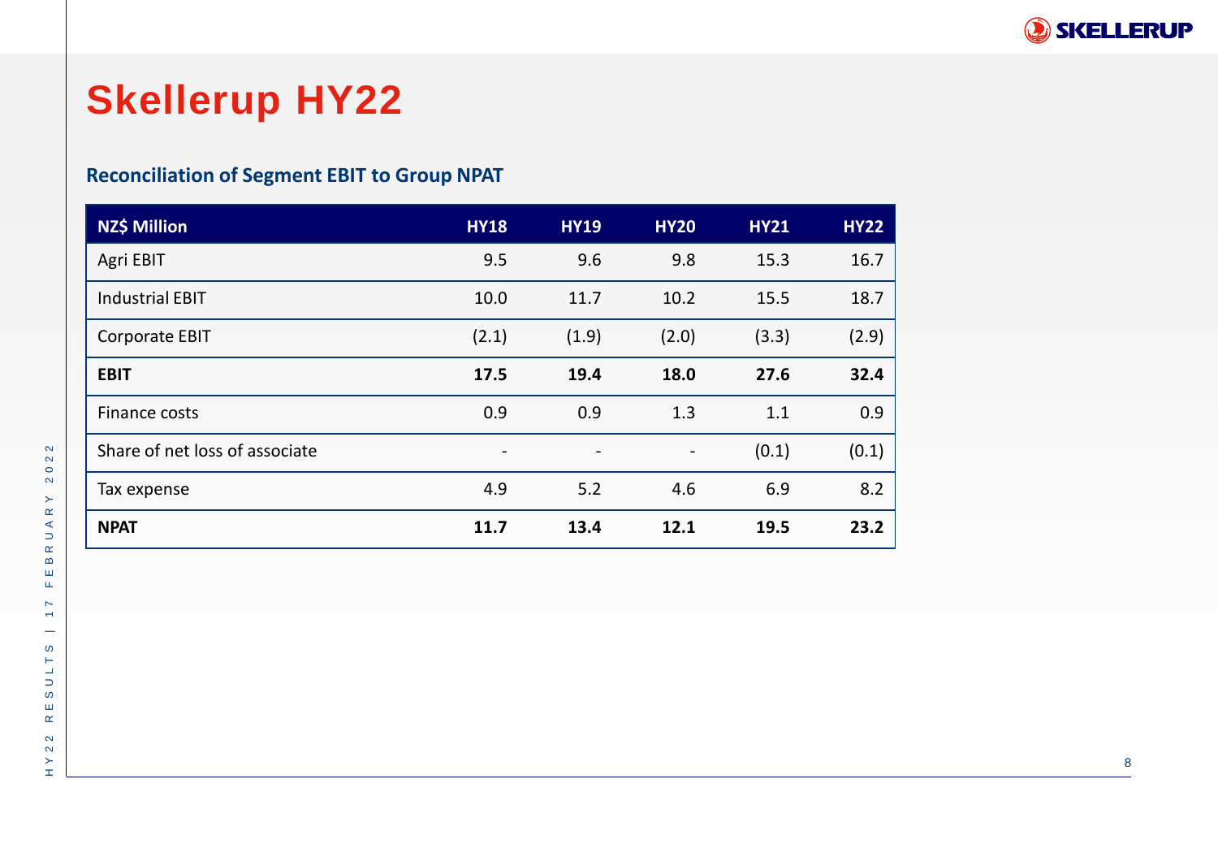# Skellerup HY22

## Reconciliation of Segment EBIT to Group NPAT

| NZ$ Million | HY18 | HY19 | HY20 | HY21 | HY22 |
|---|---|---|---|---|---|
| Agri EBIT | 9.5 | 9.6 | 9.8 | 15.3 | 16.7 |
| Industrial EBIT | 10.0 | 11.7 | 10.2 | 15.5 | 18.7 |
| Corporate EBIT | (2.1) | (1.9) | (2.0) | (3.3) | (2.9) |
| **EBIT** | **17.5** | **19.4** | **18.0** | **27.6** | **32.4** |
| Finance costs | 0.9 | 0.9 | 1.3 | 1.1 | 0.9 |
| Share of net loss of associate | - | - | - | (0.1) | (0.1) |
| Tax expense | 4.9 | 5.2 | 4.6 | 6.9 | 8.2 |
| **NPAT** | **11.7** | **13.4** | **12.1** | **19.5** | **23.2** |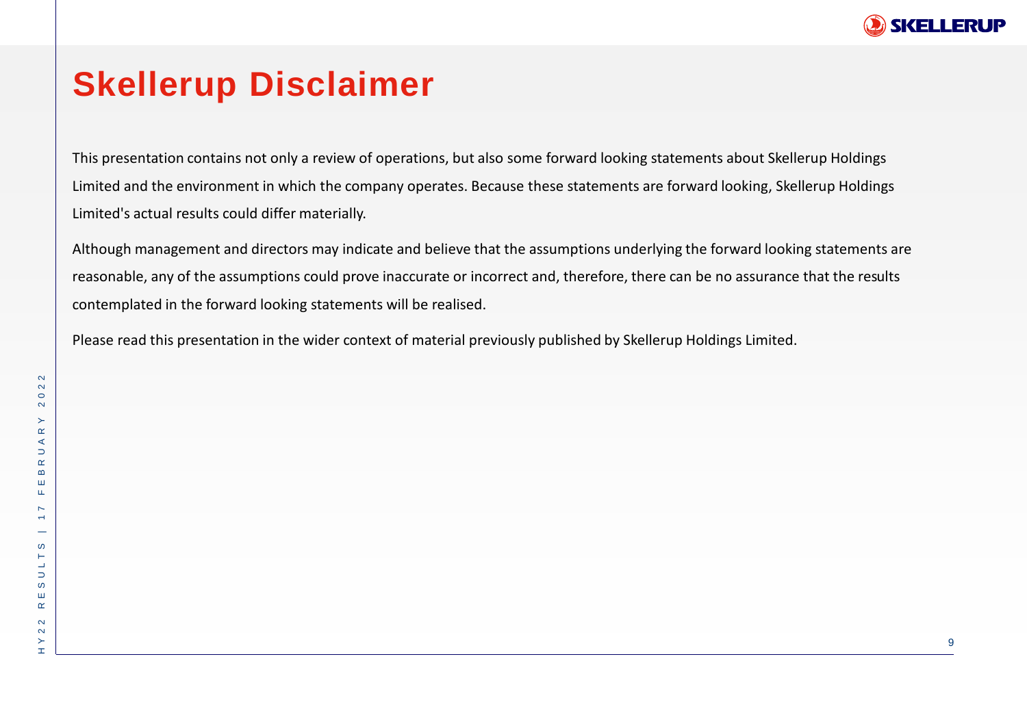# Skellerup Disclaimer

This presentation contains not only a review of operations, but also some forward looking statements about Skellerup Holdings Limited and the environment in which the company operates. Because these statements are forward looking, Skellerup Holdings Limited's actual results could differ materially.

Although management and directors may indicate and believe that the assumptions underlying the forward looking statements are reasonable, any of the assumptions could prove inaccurate or incorrect and, therefore, there can be no assurance that the results contemplated in the forward looking statements will be realised.

Please read this presentation in the wider context of material previously published by Skellerup Holdings Limited.